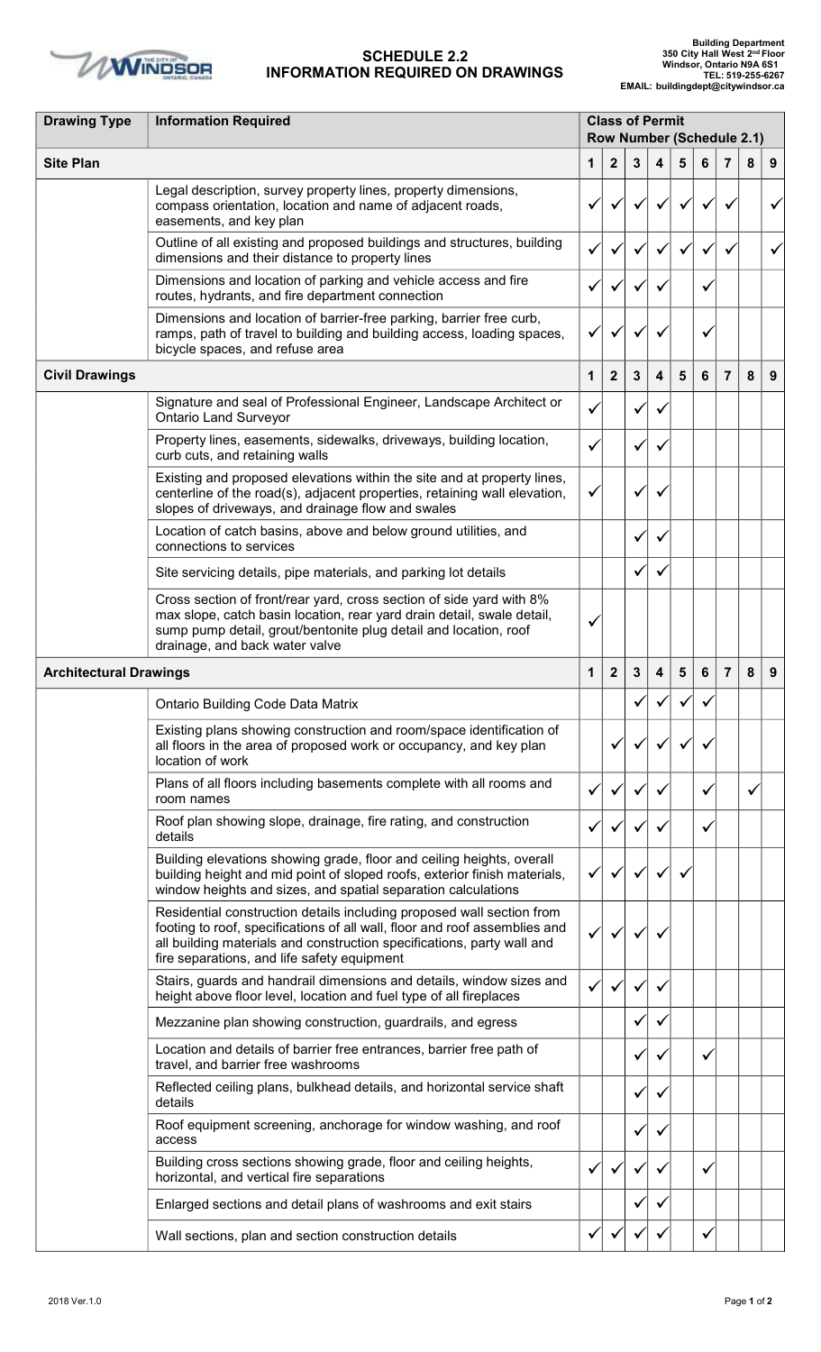# SCHEDULE 2.2
# INFORMATION REQUIRED ON DRAWINGS

**Building Department**
**350 City Hall West 2nd Floor**
**Windsor, Ontario N9A 6S1**
**TEL: 519-255-6267**
**EMAIL: buildingdept@citywindsor.ca**

| Drawing Type | Information Required | Class of Permit Row Number (Schedule 2.1) | | | | | | | | |
|---|---|---|---|---|---|---|---|---|---|---|
| **Site Plan** | | **1** | **2** | **3** | **4** | **5** | **6** | **7** | **8** | **9** |
| | Legal description, survey property lines, property dimensions, compass orientation, location and name of adjacent roads, easements, and key plan | ✓ | ✓ | ✓ | ✓ | ✓ | ✓ | ✓ | | ✓ |
| | Outline of all existing and proposed buildings and structures, building dimensions and their distance to property lines | ✓ | ✓ | ✓ | ✓ | ✓ | ✓ | ✓ | | ✓ |
| | Dimensions and location of parking and vehicle access and fire routes, hydrants, and fire department connection | ✓ | ✓ | ✓ | ✓ | | ✓ | | | |
| | Dimensions and location of barrier-free parking, barrier free curb, ramps, path of travel to building and building access, loading spaces, bicycle spaces, and refuse area | ✓ | ✓ | ✓ | ✓ | | ✓ | | | |
| **Civil Drawings** | | **1** | **2** | **3** | **4** | **5** | **6** | **7** | **8** | **9** |
| | Signature and seal of Professional Engineer, Landscape Architect or Ontario Land Surveyor | ✓ | | ✓ | ✓ | | | | | |
| | Property lines, easements, sidewalks, driveways, building location, curb cuts, and retaining walls | ✓ | | ✓ | ✓ | | | | | |
| | Existing and proposed elevations within the site and at property lines, centerline of the road(s), adjacent properties, retaining wall elevation, slopes of driveways, and drainage flow and swales | ✓ | | ✓ | ✓ | | | | | |
| | Location of catch basins, above and below ground utilities, and connections to services | | | ✓ | ✓ | | | | | |
| | Site servicing details, pipe materials, and parking lot details | | | ✓ | ✓ | | | | | |
| | Cross section of front/rear yard, cross section of side yard with 8% max slope, catch basin location, rear yard drain detail, swale detail, sump pump detail, grout/bentonite plug detail and location, roof drainage, and back water valve | ✓ | | | | | | | | |
| **Architectural Drawings** | | **1** | **2** | **3** | **4** | **5** | **6** | **7** | **8** | **9** |
| | Ontario Building Code Data Matrix | | | ✓ | ✓ | ✓ | ✓ | | | |
| | Existing plans showing construction and room/space identification of all floors in the area of proposed work or occupancy, and key plan location of work | | ✓ | ✓ | ✓ | ✓ | ✓ | | | |
| | Plans of all floors including basements complete with all rooms and room names | ✓ | ✓ | ✓ | ✓ | | ✓ | | ✓ | |
| | Roof plan showing slope, drainage, fire rating, and construction details | ✓ | ✓ | ✓ | ✓ | | ✓ | | | |
| | Building elevations showing grade, floor and ceiling heights, overall building height and mid point of sloped roofs, exterior finish materials, window heights and sizes, and spatial separation calculations | ✓ | ✓ | ✓ | ✓ | ✓ | | | | |
| | Residential construction details including proposed wall section from footing to roof, specifications of all wall, floor and roof assemblies and all building materials and construction specifications, party wall and fire separations, and life safety equipment | ✓ | ✓ | ✓ | ✓ | | | | | |
| | Stairs, guards and handrail dimensions and details, window sizes and height above floor level, location and fuel type of all fireplaces | ✓ | ✓ | ✓ | ✓ | | | | | |
| | Mezzanine plan showing construction, guardrails, and egress | | | ✓ | ✓ | | | | | |
| | Location and details of barrier free entrances, barrier free path of travel, and barrier free washrooms | | | ✓ | ✓ | | ✓ | | | |
| | Reflected ceiling plans, bulkhead details, and horizontal service shaft details | | | ✓ | ✓ | | | | | |
| | Roof equipment screening, anchorage for window washing, and roof access | | | ✓ | ✓ | | | | | |
| | Building cross sections showing grade, floor and ceiling heights, horizontal, and vertical fire separations | ✓ | ✓ | ✓ | ✓ | | ✓ | | | |
| | Enlarged sections and detail plans of washrooms and exit stairs | | | ✓ | ✓ | | | | | |
| | Wall sections, plan and section construction details | ✓ | ✓ | ✓ | ✓ | | ✓ | | | |

2018 Ver.1.0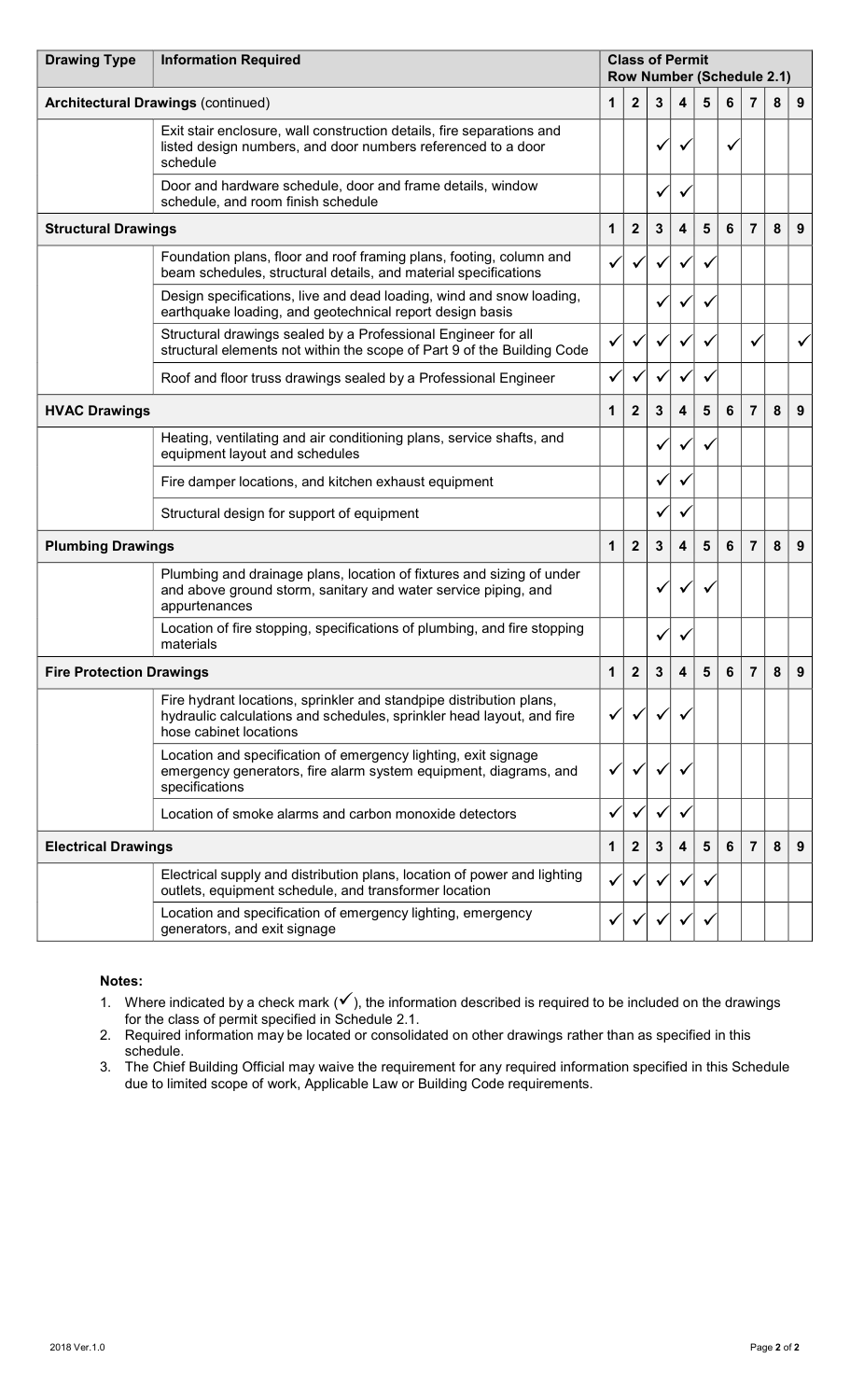| Drawing Type | Information Required | Class of Permit Row Number (Schedule 2.1) | | | | | | | | |
|---|---|---|---|---|---|---|---|---|---|---|
| **Architectural Drawings** (continued) | | **1** | **2** | **3** | **4** | **5** | **6** | **7** | **8** | **9** |
| | Exit stair enclosure, wall construction details, fire separations and listed design numbers, and door numbers referenced to a door schedule | | | ✓ | ✓ | | ✓ | | | |
| | Door and hardware schedule, door and frame details, window schedule, and room finish schedule | | | ✓ | ✓ | | | | | |
| **Structural Drawings** | | **1** | **2** | **3** | **4** | **5** | **6** | **7** | **8** | **9** |
| | Foundation plans, floor and roof framing plans, footing, column and beam schedules, structural details, and material specifications | ✓ | ✓ | ✓ | ✓ | ✓ | | | | |
| | Design specifications, live and dead loading, wind and snow loading, earthquake loading, and geotechnical report design basis | | | ✓ | ✓ | ✓ | | | | |
| | Structural drawings sealed by a Professional Engineer for all structural elements not within the scope of Part 9 of the Building Code | ✓ | ✓ | ✓ | ✓ | ✓ | | ✓ | | ✓ |
| | Roof and floor truss drawings sealed by a Professional Engineer | ✓ | ✓ | ✓ | ✓ | ✓ | | | | |
| **HVAC Drawings** | | **1** | **2** | **3** | **4** | **5** | **6** | **7** | **8** | **9** |
| | Heating, ventilating and air conditioning plans, service shafts, and equipment layout and schedules | | | ✓ | ✓ | ✓ | | | | |
| | Fire damper locations, and kitchen exhaust equipment | | | ✓ | ✓ | | | | | |
| | Structural design for support of equipment | | | ✓ | ✓ | | | | | |
| **Plumbing Drawings** | | **1** | **2** | **3** | **4** | **5** | **6** | **7** | **8** | **9** |
| | Plumbing and drainage plans, location of fixtures and sizing of under and above ground storm, sanitary and water service piping, and appurtenances | | | ✓ | ✓ | ✓ | | | | |
| | Location of fire stopping, specifications of plumbing, and fire stopping materials | | | ✓ | ✓ | | | | | |
| **Fire Protection Drawings** | | **1** | **2** | **3** | **4** | **5** | **6** | **7** | **8** | **9** |
| | Fire hydrant locations, sprinkler and standpipe distribution plans, hydraulic calculations and schedules, sprinkler head layout, and fire hose cabinet locations | ✓ | ✓ | ✓ | ✓ | | | | | |
| | Location and specification of emergency lighting, exit signage emergency generators, fire alarm system equipment, diagrams, and specifications | ✓ | ✓ | ✓ | ✓ | | | | | |
| | Location of smoke alarms and carbon monoxide detectors | ✓ | ✓ | ✓ | ✓ | | | | | |
| **Electrical Drawings** | | **1** | **2** | **3** | **4** | **5** | **6** | **7** | **8** | **9** |
| | Electrical supply and distribution plans, location of power and lighting outlets, equipment schedule, and transformer location | ✓ | ✓ | ✓ | ✓ | ✓ | | | | |
| | Location and specification of emergency lighting, emergency generators, and exit signage | ✓ | ✓ | ✓ | ✓ | ✓ | | | | |

**Notes:**

1. Where indicated by a check mark (✓), the information described is required to be included on the drawings for the class of permit specified in Schedule 2.1.
2. Required information may be located or consolidated on other drawings rather than as specified in this schedule.
3. The Chief Building Official may waive the requirement for any required information specified in this Schedule due to limited scope of work, Applicable Law or Building Code requirements.